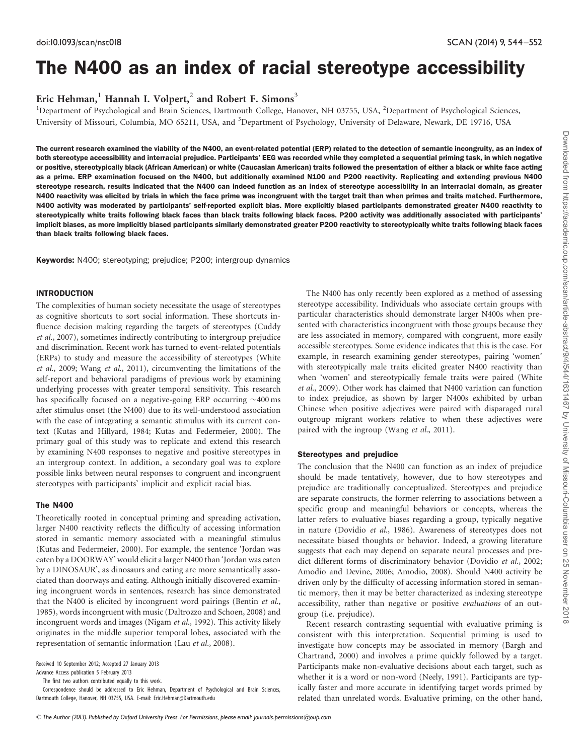# The N400 as an index of racial stereotype accessibility

Eric Hehman,[1] Hannah I. Volpert,[2] and Robert F. Simons[3]

[1]Department of Psychological and Brain Sciences, Dartmouth College, Hanover, NH 03755, USA, [2]Department of Psychological Sciences, University of Missouri, Columbia, MO 65211, USA, and [3]Department of Psychology, University of Delaware, Newark, DE 19716, USA

**The current research examined the viability of the N400, an event-related potential (ERP) related to the detection of semantic incongruity, as an index of both stereotype accessibility and interracial prejudice. Participants' EEG was recorded while they completed a sequential priming task, in which negative or positive, stereotypically black (African American) or white (Caucasian American) traits followed the presentation of either a black or white face acting as a prime. ERP examination focused on the N400, but additionally examined N100 and P200 reactivity. Replicating and extending previous N400 stereotype research, results indicated that the N400 can indeed function as an index of stereotype accessibility in an interracial domain, as greater N400 reactivity was elicited by trials in which the face prime was incongruent with the target trait than when primes and traits matched. Furthermore, N400 activity was moderated by participants' self-reported explicit bias. More explicitly biased participants demonstrated greater N400 reactivity to stereotypically white traits following black faces than black traits following black faces. P200 activity was additionally associated with participants' implicit biases, as more implicitly biased participants similarly demonstrated greater P200 reactivity to stereotypically white traits following black faces than black traits following black faces.**

**Keywords:** N400; stereotyping; prejudice; P200; intergroup dynamics

## INTRODUCTION

The complexities of human society necessitate the usage of stereotypes as cognitive shortcuts to sort social information. These shortcuts influence decision making regarding the targets of stereotypes (Cuddy *et al.*, 2007), sometimes indirectly contributing to intergroup prejudice and discrimination. Recent work has turned to event-related potentials (ERPs) to study and measure the accessibility of stereotypes (White *et al.*, 2009; Wang *et al.*, 2011), circumventing the limitations of the self-report and behavioral paradigms of previous work by examining underlying processes with greater temporal sensitivity. This research has specifically focused on a negative-going ERP occurring ~400 ms after stimulus onset (the N400) due to its well-understood association with the ease of integrating a semantic stimulus with its current context (Kutas and Hillyard, 1984; Kutas and Federmeier, 2000). The primary goal of this study was to replicate and extend this research by examining N400 responses to negative and positive stereotypes in an intergroup context. In addition, a secondary goal was to explore possible links between neural responses to congruent and incongruent stereotypes with participants' implicit and explicit racial bias.

### The N400

Theoretically rooted in conceptual priming and spreading activation, larger N400 reactivity reflects the difficulty of accessing information stored in semantic memory associated with a meaningful stimulus (Kutas and Federmeier, 2000). For example, the sentence 'Jordan was eaten by a DOORWAY' would elicit a larger N400 than 'Jordan was eaten by a DINOSAUR', as dinosaurs and eating are more semantically associated than doorways and eating. Although initially discovered examining incongruent words in sentences, research has since demonstrated that the N400 is elicited by incongruent word pairings (Bentin *et al.*, 1985), words incongruent with music (Daltrozzo and Schoen, 2008) and incongruent words and images (Nigam *et al.*, 1992). This activity likely originates in the middle superior temporal lobes, associated with the representation of semantic information (Lau *et al.*, 2008).

Received 10 September 2012; Accepted 27 January 2013

Advance Access publication 5 February 2013

The first two authors contributed equally to this work.

Correspondence should be addressed to Eric Hehman, Department of Psychological and Brain Sciences, Dartmouth College, Hanover, NH 03755, USA. E-mail: Eric.Hehman@Dartmouth.edu

The N400 has only recently been explored as a method of assessing stereotype accessibility. Individuals who associate certain groups with particular characteristics should demonstrate larger N400s when presented with characteristics incongruent with those groups because they are less associated in memory, compared with congruent, more easily accessible stereotypes. Some evidence indicates that this is the case. For example, in research examining gender stereotypes, pairing 'women' with stereotypically male traits elicited greater N400 reactivity than when 'women' and stereotypically female traits were paired (White *et al.*, 2009). Other work has claimed that N400 variation can function to index prejudice, as shown by larger N400s exhibited by urban Chinese when positive adjectives were paired with disparaged rural outgroup migrant workers relative to when these adjectives were paired with the ingroup (Wang *et al.*, 2011).

### Stereotypes and prejudice

The conclusion that the N400 can function as an index of prejudice should be made tentatively, however, due to how stereotypes and prejudice are traditionally conceptualized. Stereotypes and prejudice are separate constructs, the former referring to associations between a specific group and meaningful behaviors or concepts, whereas the latter refers to evaluative biases regarding a group, typically negative in nature (Dovidio *et al.*, 1986). Awareness of stereotypes does not necessitate biased thoughts or behavior. Indeed, a growing literature suggests that each may depend on separate neural processes and predict different forms of discriminatory behavior (Dovidio *et al.*, 2002; Amodio and Devine, 2006; Amodio, 2008). Should N400 activity be driven only by the difficulty of accessing information stored in semantic memory, then it may be better characterized as indexing stereotype accessibility, rather than negative or positive *evaluations* of an outgroup (i.e. prejudice).

Recent research contrasting sequential with evaluative priming is consistent with this interpretation. Sequential priming is used to investigate how concepts may be associated in memory (Bargh and Chartrand, 2000) and involves a prime quickly followed by a target. Participants make non-evaluative decisions about each target, such as whether it is a word or non-word (Neely, 1991). Participants are typically faster and more accurate in identifying target words primed by related than unrelated words. Evaluative priming, on the other hand,

© The Author (2013). Published by Oxford University Press. For Permissions, please email: journals.permissions@oup.com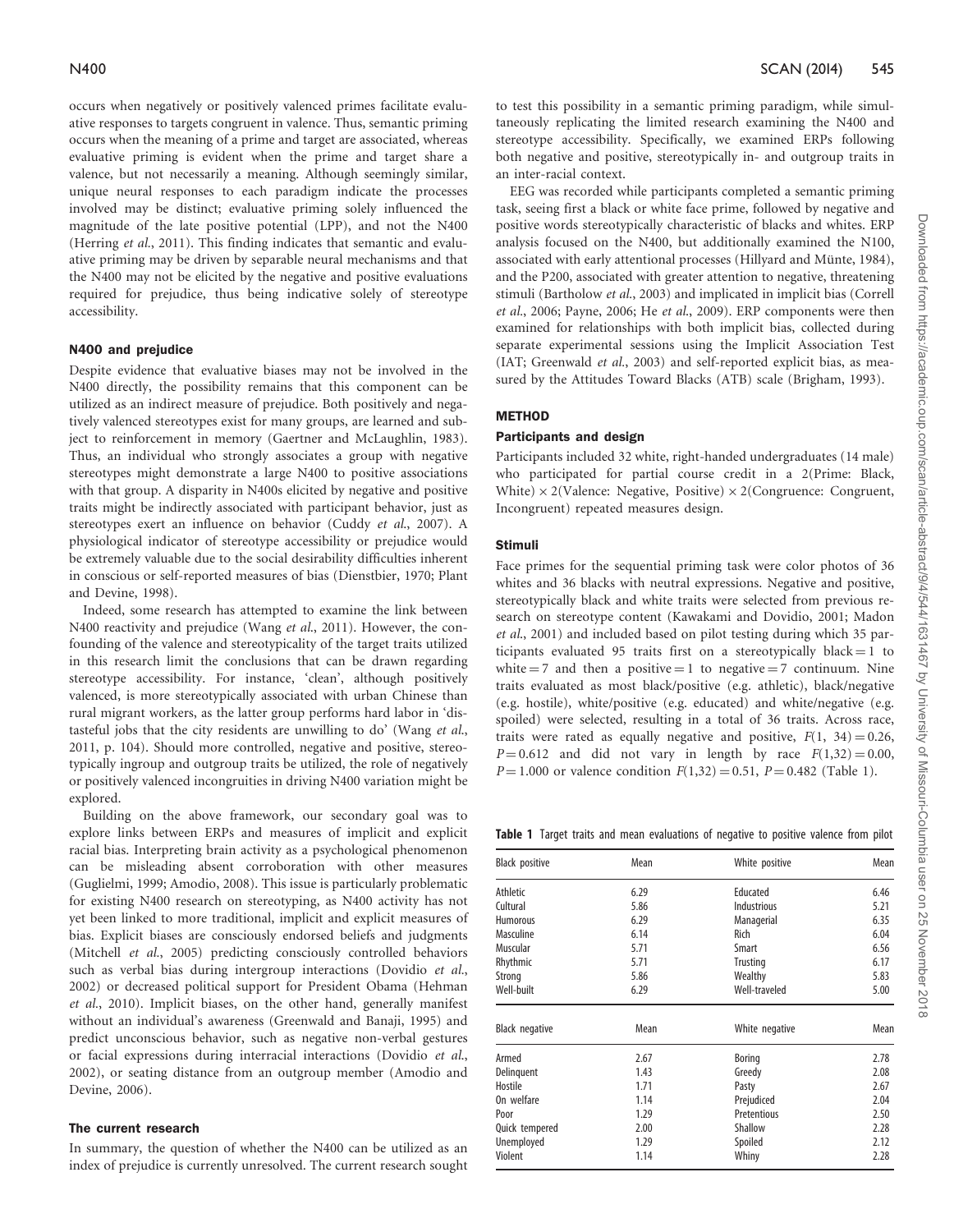occurs when negatively or positively valenced primes facilitate evaluative responses to targets congruent in valence. Thus, semantic priming occurs when the meaning of a prime and target are associated, whereas evaluative priming is evident when the prime and target share a valence, but not necessarily a meaning. Although seemingly similar, unique neural responses to each paradigm indicate the processes involved may be distinct; evaluative priming solely influenced the magnitude of the late positive potential (LPP), and not the N400 (Herring *et al.*, 2011). This finding indicates that semantic and evaluative priming may be driven by separable neural mechanisms and that the N400 may not be elicited by the negative and positive evaluations required for prejudice, thus being indicative solely of stereotype accessibility.

### N400 and prejudice

Despite evidence that evaluative biases may not be involved in the N400 directly, the possibility remains that this component can be utilized as an indirect measure of prejudice. Both positively and negatively valenced stereotypes exist for many groups, are learned and subject to reinforcement in memory (Gaertner and McLaughlin, 1983). Thus, an individual who strongly associates a group with negative stereotypes might demonstrate a large N400 to positive associations with that group. A disparity in N400s elicited by negative and positive traits might be indirectly associated with participant behavior, just as stereotypes exert an influence on behavior (Cuddy *et al.*, 2007). A physiological indicator of stereotype accessibility or prejudice would be extremely valuable due to the social desirability difficulties inherent in conscious or self-reported measures of bias (Dienstbier, 1970; Plant and Devine, 1998).

Indeed, some research has attempted to examine the link between N400 reactivity and prejudice (Wang *et al.*, 2011). However, the confounding of the valence and stereotypicality of the target traits utilized in this research limit the conclusions that can be drawn regarding stereotype accessibility. For instance, 'clean', although positively valenced, is more stereotypically associated with urban Chinese than rural migrant workers, as the latter group performs hard labor in 'distasteful jobs that the city residents are unwilling to do' (Wang *et al.*, 2011, p. 104). Should more controlled, negative and positive, stereotypically ingroup and outgroup traits be utilized, the role of negatively or positively valenced incongruities in driving N400 variation might be explored.

Building on the above framework, our secondary goal was to explore links between ERPs and measures of implicit and explicit racial bias. Interpreting brain activity as a psychological phenomenon can be misleading absent corroboration with other measures (Guglielmi, 1999; Amodio, 2008). This issue is particularly problematic for existing N400 research on stereotyping, as N400 activity has not yet been linked to more traditional, implicit and explicit measures of bias. Explicit biases are consciously endorsed beliefs and judgments (Mitchell *et al.*, 2005) predicting consciously controlled behaviors such as verbal bias during intergroup interactions (Dovidio *et al.*, 2002) or decreased political support for President Obama (Hehman *et al.*, 2010). Implicit biases, on the other hand, generally manifest without an individual's awareness (Greenwald and Banaji, 1995) and predict unconscious behavior, such as negative non-verbal gestures or facial expressions during interracial interactions (Dovidio *et al.*, 2002), or seating distance from an outgroup member (Amodio and Devine, 2006).

### The current research

In summary, the question of whether the N400 can be utilized as an index of prejudice is currently unresolved. The current research sought to test this possibility in a semantic priming paradigm, while simultaneously replicating the limited research examining the N400 and stereotype accessibility. Specifically, we examined ERPs following both negative and positive, stereotypically in- and outgroup traits in an inter-racial context.

EEG was recorded while participants completed a semantic priming task, seeing first a black or white face prime, followed by negative and positive words stereotypically characteristic of blacks and whites. ERP analysis focused on the N400, but additionally examined the N100, associated with early attentional processes (Hillyard and Münte, 1984), and the P200, associated with greater attention to negative, threatening stimuli (Bartholow *et al.*, 2003) and implicated in implicit bias (Correll *et al.*, 2006; Payne, 2006; He *et al.*, 2009). ERP components were then examined for relationships with both implicit bias, collected during separate experimental sessions using the Implicit Association Test (IAT; Greenwald *et al.*, 2003) and self-reported explicit bias, as measured by the Attitudes Toward Blacks (ATB) scale (Brigham, 1993).

## METHOD

### Participants and design

Participants included 32 white, right-handed undergraduates (14 male) who participated for partial course credit in a 2(Prime: Black, White) × 2(Valence: Negative, Positive) × 2(Congruence: Congruent, Incongruent) repeated measures design.

### Stimuli

Face primes for the sequential priming task were color photos of 36 whites and 36 blacks with neutral expressions. Negative and positive, stereotypically black and white traits were selected from previous research on stereotype content (Kawakami and Dovidio, 2001; Madon *et al.*, 2001) and included based on pilot testing during which 35 participants evaluated 95 traits first on a stereotypically black = 1 to white = 7 and then a positive = 1 to negative = 7 continuum. Nine traits evaluated as most black/positive (e.g. athletic), black/negative (e.g. hostile), white/positive (e.g. educated) and white/negative (e.g. spoiled) were selected, resulting in a total of 36 traits. Across race, traits were rated as equally negative and positive, $F(1, 34) = 0.26$, $P = 0.612$ and did not vary in length by race $F(1,32) = 0.00$, $P = 1.000$ or valence condition $F(1,32) = 0.51$, $P = 0.482$ (Table 1).

**Table 1** Target traits and mean evaluations of negative to positive valence from pilot

| Black positive | Mean | White positive | Mean |
|---|---|---|---|
| Athletic | 6.29 | Educated | 6.46 |
| Cultural | 5.86 | Industrious | 5.21 |
| Humorous | 6.29 | Managerial | 6.35 |
| Masculine | 6.14 | Rich | 6.04 |
| Muscular | 5.71 | Smart | 6.56 |
| Rhythmic | 5.71 | Trusting | 6.17 |
| Strong | 5.86 | Wealthy | 5.83 |
| Well-built | 6.29 | Well-traveled | 5.00 |
| **Black negative** | **Mean** | **White negative** | **Mean** |
| Armed | 2.67 | Boring | 2.78 |
| Delinquent | 1.43 | Greedy | 2.08 |
| Hostile | 1.71 | Pasty | 2.67 |
| On welfare | 1.14 | Prejudiced | 2.04 |
| Poor | 1.29 | Pretentious | 2.50 |
| Quick tempered | 2.00 | Shallow | 2.28 |
| Unemployed | 1.29 | Spoiled | 2.12 |
| Violent | 1.14 | Whiny | 2.28 |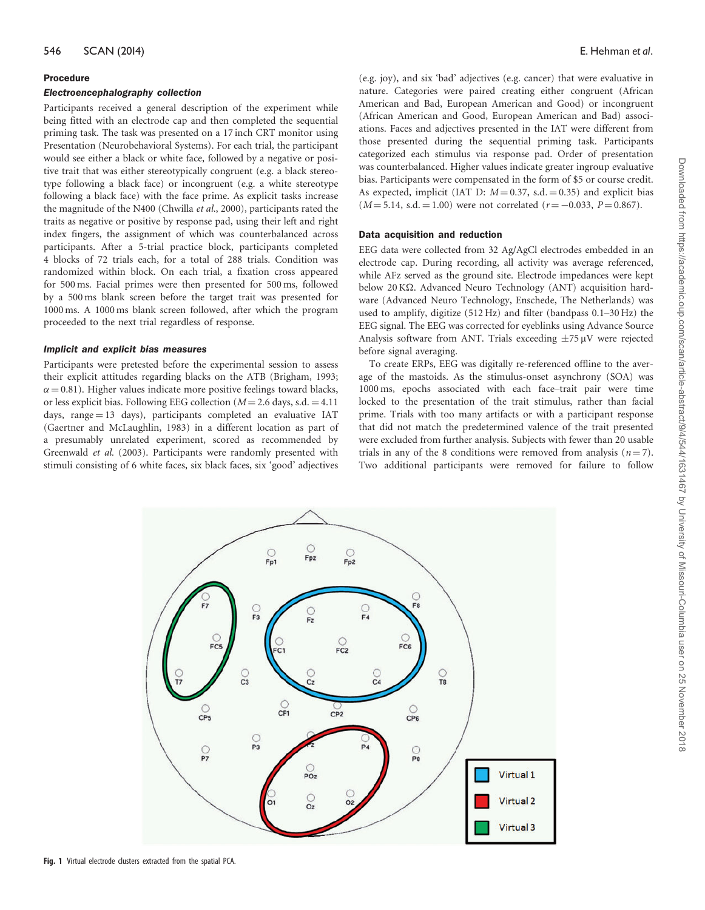## Procedure

### *Electroencephalography collection*

Participants received a general description of the experiment while being fitted with an electrode cap and then completed the sequential priming task. The task was presented on a 17 inch CRT monitor using Presentation (Neurobehavioral Systems). For each trial, the participant would see either a black or white face, followed by a negative or positive trait that was either stereotypically congruent (e.g. a black stereotype following a black face) or incongruent (e.g. a white stereotype following a black face) with the face prime. As explicit tasks increase the magnitude of the N400 (Chwilla *et al.*, 2000), participants rated the traits as negative or positive by response pad, using their left and right index fingers, the assignment of which was counterbalanced across participants. After a 5-trial practice block, participants completed 4 blocks of 72 trials each, for a total of 288 trials. Condition was randomized within block. On each trial, a fixation cross appeared for 500 ms. Facial primes were then presented for 500 ms, followed by a 500 ms blank screen before the target trait was presented for 1000 ms. A 1000 ms blank screen followed, after which the program proceeded to the next trial regardless of response.

### *Implicit and explicit bias measures*

Participants were pretested before the experimental session to assess their explicit attitudes regarding blacks on the ATB (Brigham, 1993; $\alpha = 0.81$). Higher values indicate more positive feelings toward blacks, or less explicit bias. Following EEG collection ($M = 2.6$ days, s.d. $= 4.11$ days, range $= 13$ days), participants completed an evaluative IAT (Gaertner and McLaughlin, 1983) in a different location as part of a presumably unrelated experiment, scored as recommended by Greenwald *et al.* (2003). Participants were randomly presented with stimuli consisting of 6 white faces, six black faces, six 'good' adjectives (e.g. joy), and six 'bad' adjectives (e.g. cancer) that were evaluative in nature. Categories were paired creating either congruent (African American and Bad, European American and Good) or incongruent (African American and Good, European American and Bad) associations. Faces and adjectives presented in the IAT were different from those presented during the sequential priming task. Participants categorized each stimulus via response pad. Order of presentation was counterbalanced. Higher values indicate greater ingroup evaluative bias. Participants were compensated in the form of \$5 or course credit. As expected, implicit (IAT D: $M = 0.37$, s.d. $= 0.35$) and explicit bias ($M = 5.14$, s.d. $= 1.00$) were not correlated ($r = -0.033$, $P = 0.867$).

## Data acquisition and reduction

EEG data were collected from 32 Ag/AgCl electrodes embedded in an electrode cap. During recording, all activity was average referenced, while AFz served as the ground site. Electrode impedances were kept below 20 KΩ. Advanced Neuro Technology (ANT) acquisition hardware (Advanced Neuro Technology, Enschede, The Netherlands) was used to amplify, digitize (512 Hz) and filter (bandpass 0.1–30 Hz) the EEG signal. The EEG was corrected for eyeblinks using Advance Source Analysis software from ANT. Trials exceeding $\pm 75\,\mu$V were rejected before signal averaging.

To create ERPs, EEG was digitally re-referenced offline to the average of the mastoids. As the stimulus-onset asynchrony (SOA) was 1000 ms, epochs associated with each face–trait pair were time locked to the presentation of the trait stimulus, rather than facial prime. Trials with too many artifacts or with a participant response that did not match the predetermined valence of the trait presented were excluded from further analysis. Subjects with fewer than 20 usable trials in any of the 8 conditions were removed from analysis ($n = 7$). Two additional participants were removed for failure to follow

Fig. 1 Virtual electrode clusters extracted from the spatial PCA.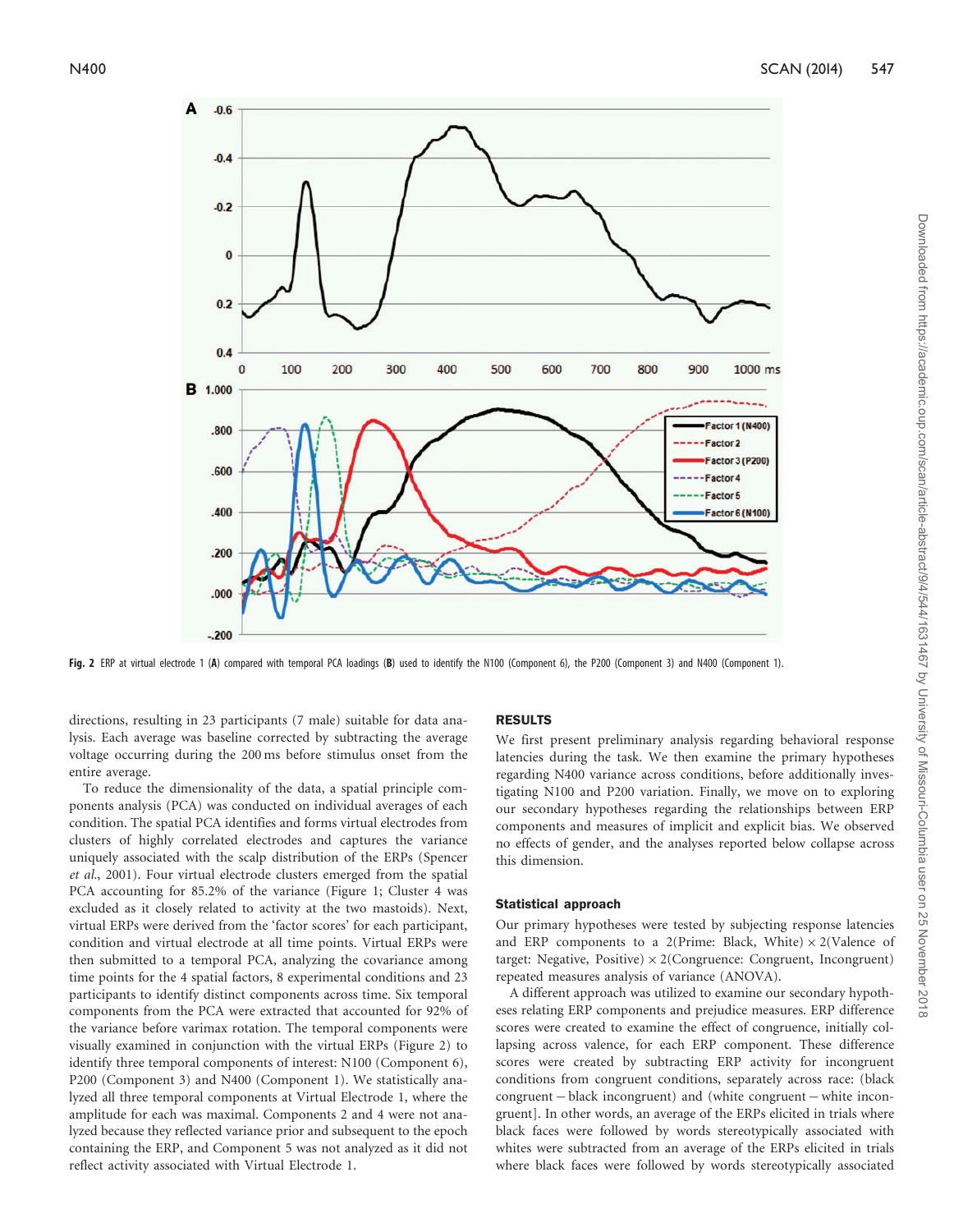Fig. 2 ERP at virtual electrode 1 (**A**) compared with temporal PCA loadings (**B**) used to identify the N100 (Component 6), the P200 (Component 3) and N400 (Component 1).

directions, resulting in 23 participants (7 male) suitable for data analysis. Each average was baseline corrected by subtracting the average voltage occurring during the 200 ms before stimulus onset from the entire average.

To reduce the dimensionality of the data, a spatial principle components analysis (PCA) was conducted on individual averages of each condition. The spatial PCA identifies and forms virtual electrodes from clusters of highly correlated electrodes and captures the variance uniquely associated with the scalp distribution of the ERPs (Spencer *et al.*, 2001). Four virtual electrode clusters emerged from the spatial PCA accounting for 85.2% of the variance (Figure 1; Cluster 4 was excluded as it closely related to activity at the two mastoids). Next, virtual ERPs were derived from the 'factor scores' for each participant, condition and virtual electrode at all time points. Virtual ERPs were then submitted to a temporal PCA, analyzing the covariance among time points for the 4 spatial factors, 8 experimental conditions and 23 participants to identify distinct components across time. Six temporal components from the PCA were extracted that accounted for 92% of the variance before varimax rotation. The temporal components were visually examined in conjunction with the virtual ERPs (Figure 2) to identify three temporal components of interest: N100 (Component 6), P200 (Component 3) and N400 (Component 1). We statistically analyzed all three temporal components at Virtual Electrode 1, where the amplitude for each was maximal. Components 2 and 4 were not analyzed because they reflected variance prior and subsequent to the epoch containing the ERP, and Component 5 was not analyzed as it did not reflect activity associated with Virtual Electrode 1.

## RESULTS

We first present preliminary analysis regarding behavioral response latencies during the task. We then examine the primary hypotheses regarding N400 variance across conditions, before additionally investigating N100 and P200 variation. Finally, we move on to exploring our secondary hypotheses regarding the relationships between ERP components and measures of implicit and explicit bias. We observed no effects of gender, and the analyses reported below collapse across this dimension.

### Statistical approach

Our primary hypotheses were tested by subjecting response latencies and ERP components to a 2(Prime: Black, White) × 2(Valence of target: Negative, Positive) × 2(Congruence: Congruent, Incongruent) repeated measures analysis of variance (ANOVA).

A different approach was utilized to examine our secondary hypotheses relating ERP components and prejudice measures. ERP difference scores were created to examine the effect of congruence, initially collapsing across valence, for each ERP component. These difference scores were created by subtracting ERP activity for incongruent conditions from congruent conditions, separately across race: (black congruent − black incongruent) and (white congruent − white incongruent]. In other words, an average of the ERPs elicited in trials where black faces were followed by words stereotypically associated with whites were subtracted from an average of the ERPs elicited in trials where black faces were followed by words stereotypically associated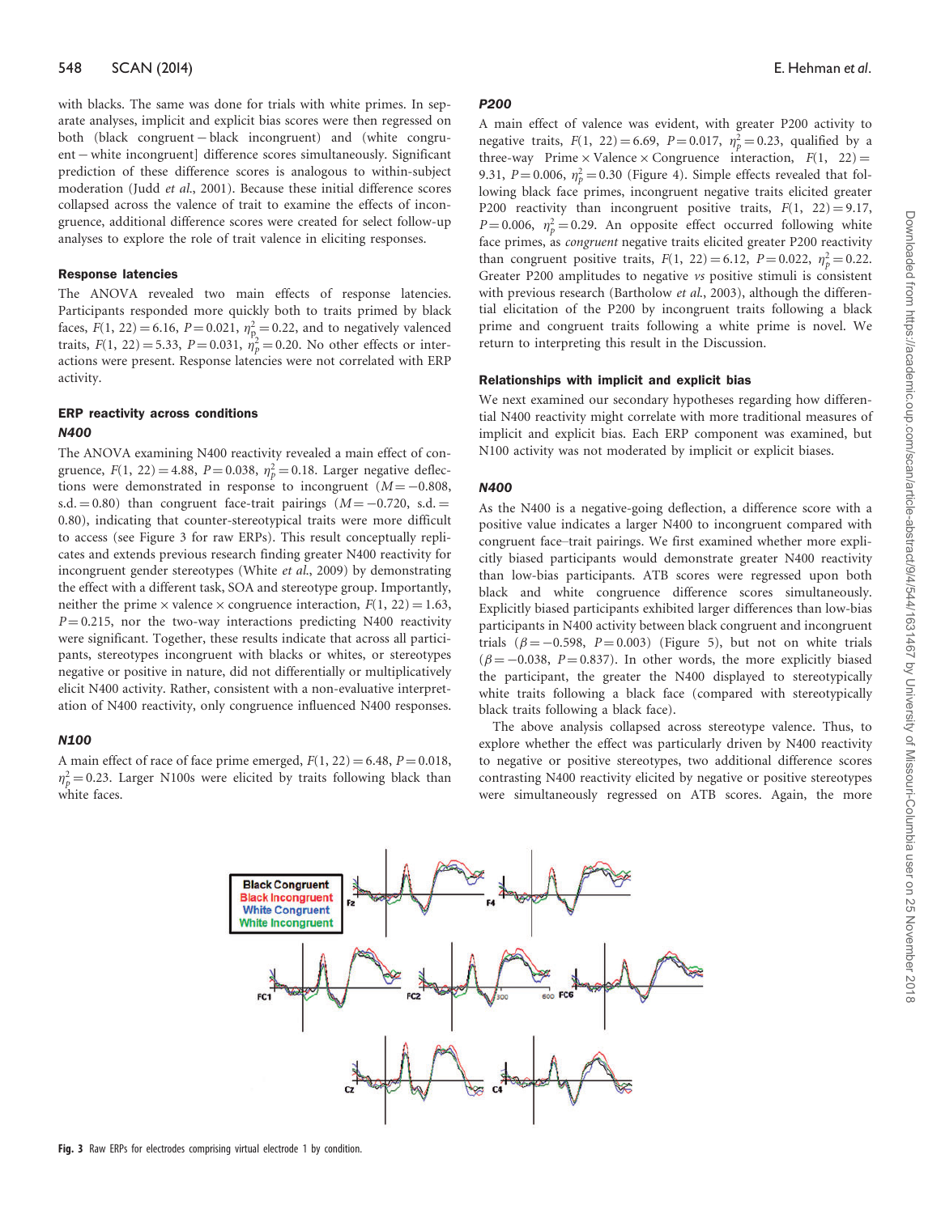with blacks. The same was done for trials with white primes. In separate analyses, implicit and explicit bias scores were then regressed on both (black congruent − black incongruent) and (white congruent − white incongruent] difference scores simultaneously. Significant prediction of these difference scores is analogous to within-subject moderation (Judd *et al.*, 2001). Because these initial difference scores collapsed across the valence of trait to examine the effects of incongruence, additional difference scores were created for select follow-up analyses to explore the role of trait valence in eliciting responses.

### Response latencies

The ANOVA revealed two main effects of response latencies. Participants responded more quickly both to traits primed by black faces, $F(1, 22) = 6.16$, $P = 0.021$, $\eta^2_p = 0.22$, and to negatively valenced traits, $F(1, 22) = 5.33$, $P = 0.031$, $\eta^2_p = 0.20$. No other effects or interactions were present. Response latencies were not correlated with ERP activity.

### ERP reactivity across conditions

#### *N400*

The ANOVA examining N400 reactivity revealed a main effect of congruence, $F(1, 22) = 4.88$, $P = 0.038$, $\eta^2_p = 0.18$. Larger negative deflections were demonstrated in response to incongruent ($M = -0.808$, s.d. $= 0.80$) than congruent face-trait pairings ($M = -0.720$, s.d. $= 0.80$), indicating that counter-stereotypical traits were more difficult to access (see Figure 3 for raw ERPs). This result conceptually replicates and extends previous research finding greater N400 reactivity for incongruent gender stereotypes (White *et al.*, 2009) by demonstrating the effect with a different task, SOA and stereotype group. Importantly, neither the prime × valence × congruence interaction, $F(1, 22) = 1.63$, $P = 0.215$, nor the two-way interactions predicting N400 reactivity were significant. Together, these results indicate that across all participants, stereotypes incongruent with blacks or whites, or stereotypes negative or positive in nature, did not differentially or multiplicatively elicit N400 activity. Rather, consistent with a non-evaluative interpretation of N400 reactivity, only congruence influenced N400 responses.

#### *N100*

A main effect of race of face prime emerged, $F(1, 22) = 6.48$, $P = 0.018$, $\eta^2_p = 0.23$. Larger N100s were elicited by traits following black than white faces.

#### *P200*

A main effect of valence was evident, with greater P200 activity to negative traits, $F(1, 22) = 6.69$, $P = 0.017$, $\eta^2_p = 0.23$, qualified by a three-way Prime × Valence × Congruence interaction, $F(1, 22) = 9.31$, $P = 0.006$, $\eta^2_p = 0.30$ (Figure 4). Simple effects revealed that following black face primes, incongruent negative traits elicited greater P200 reactivity than incongruent positive traits, $F(1, 22) = 9.17$, $P = 0.006$, $\eta^2_p = 0.29$. An opposite effect occurred following white face primes, as *congruent* negative traits elicited greater P200 reactivity than congruent positive traits, $F(1, 22) = 6.12$, $P = 0.022$, $\eta^2_p = 0.22$. Greater P200 amplitudes to negative *vs* positive stimuli is consistent with previous research (Bartholow *et al.*, 2003), although the differential elicitation of the P200 by incongruent traits following a black prime and congruent traits following a white prime is novel. We return to interpreting this result in the Discussion.

### Relationships with implicit and explicit bias

We next examined our secondary hypotheses regarding how differential N400 reactivity might correlate with more traditional measures of implicit and explicit bias. Each ERP component was examined, but N100 activity was not moderated by implicit or explicit biases.

#### *N400*

As the N400 is a negative-going deflection, a difference score with a positive value indicates a larger N400 to incongruent compared with congruent face–trait pairings. We first examined whether more explicitly biased participants would demonstrate greater N400 reactivity than low-bias participants. ATB scores were regressed upon both black and white congruence difference scores simultaneously. Explicitly biased participants exhibited larger differences than low-bias participants in N400 activity between black congruent and incongruent trials ($\beta = -0.598$, $P = 0.003$) (Figure 5), but not on white trials ($\beta = -0.038$, $P = 0.837$). In other words, the more explicitly biased the participant, the greater the N400 displayed to stereotypically white traits following a black face (compared with stereotypically black traits following a black face).

The above analysis collapsed across stereotype valence. Thus, to explore whether the effect was particularly driven by N400 reactivity to negative or positive stereotypes, two additional difference scores contrasting N400 reactivity elicited by negative or positive stereotypes were simultaneously regressed on ATB scores. Again, the more

**Fig. 3** Raw ERPs for electrodes comprising virtual electrode 1 by condition.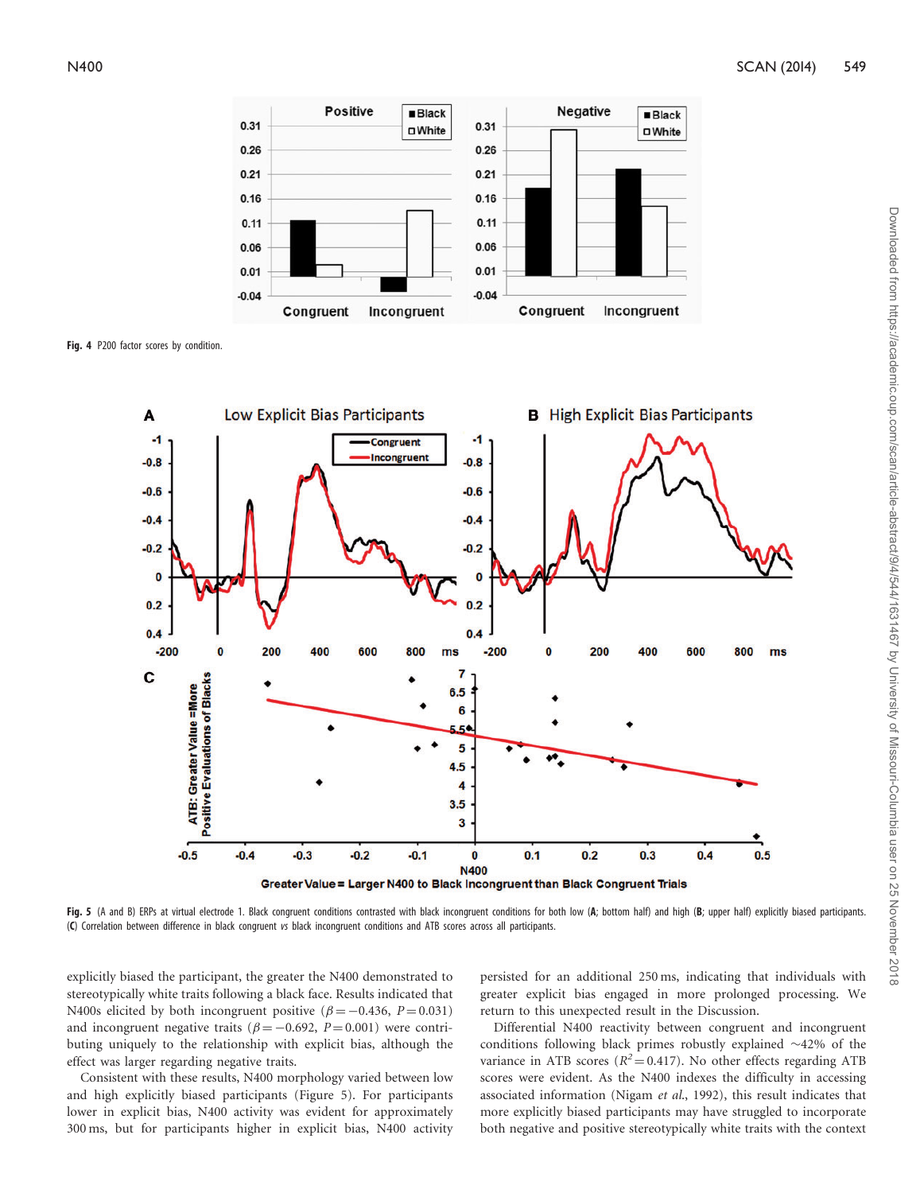Fig. 4 P200 factor scores by condition.

Fig. 5 (A and B) ERPs at virtual electrode 1. Black congruent conditions contrasted with black incongruent conditions for both low (**A**; bottom half) and high (**B**; upper half) explicitly biased participants. (**C**) Correlation between difference in black congruent *vs* black incongruent conditions and ATB scores across all participants.

explicitly biased the participant, the greater the N400 demonstrated to stereotypically white traits following a black face. Results indicated that N400s elicited by both incongruent positive ($\beta = -0.436$, $P = 0.031$) and incongruent negative traits ($\beta = -0.692$, $P = 0.001$) were contributing uniquely to the relationship with explicit bias, although the effect was larger regarding negative traits.

Consistent with these results, N400 morphology varied between low and high explicitly biased participants (Figure 5). For participants lower in explicit bias, N400 activity was evident for approximately 300 ms, but for participants higher in explicit bias, N400 activity persisted for an additional 250 ms, indicating that individuals with greater explicit bias engaged in more prolonged processing. We return to this unexpected result in the Discussion.

Differential N400 reactivity between congruent and incongruent conditions following black primes robustly explained ~42% of the variance in ATB scores ($R^2 = 0.417$). No other effects regarding ATB scores were evident. As the N400 indexes the difficulty in accessing associated information (Nigam *et al.*, 1992), this result indicates that more explicitly biased participants may have struggled to incorporate both negative and positive stereotypically white traits with the context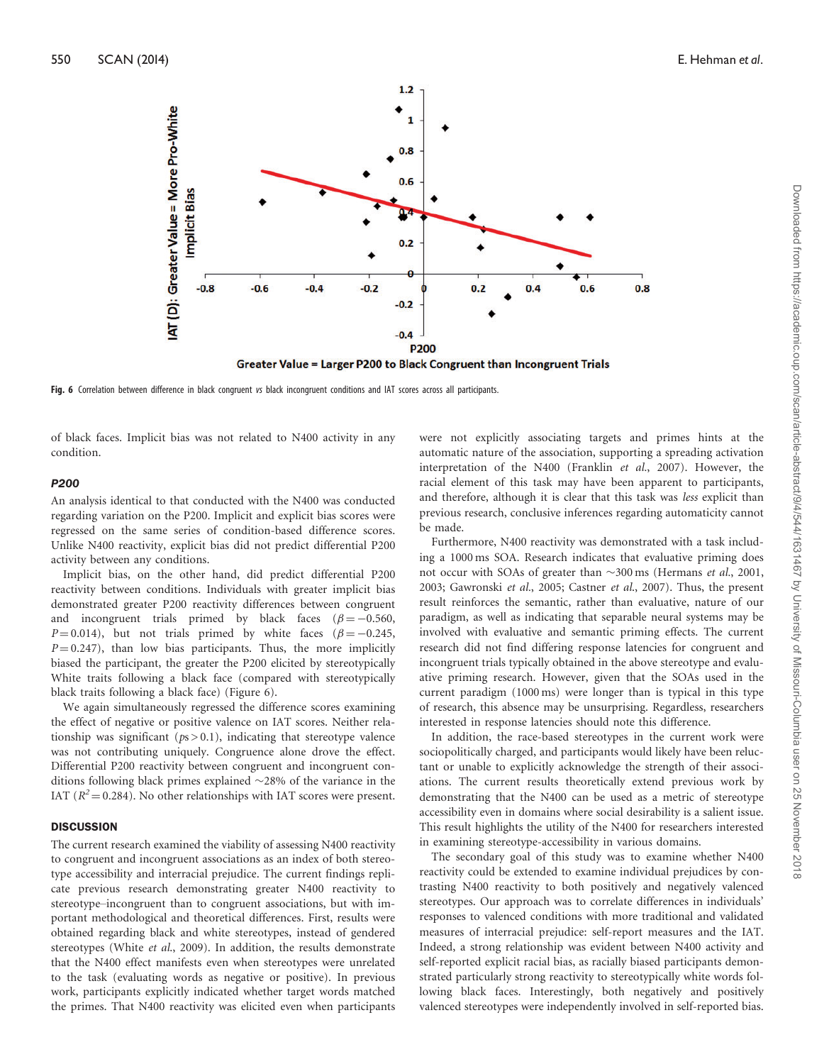Fig. 6 Correlation between difference in black congruent *vs* black incongruent conditions and IAT scores across all participants.

of black faces. Implicit bias was not related to N400 activity in any condition.

### *P200*

An analysis identical to that conducted with the N400 was conducted regarding variation on the P200. Implicit and explicit bias scores were regressed on the same series of condition-based difference scores. Unlike N400 reactivity, explicit bias did not predict differential P200 activity between any conditions.

Implicit bias, on the other hand, did predict differential P200 reactivity between conditions. Individuals with greater implicit bias demonstrated greater P200 reactivity differences between congruent and incongruent trials primed by black faces ($\beta = -0.560$, $P = 0.014$), but not trials primed by white faces ($\beta = -0.245$, $P = 0.247$), than low bias participants. Thus, the more implicitly biased the participant, the greater the P200 elicited by stereotypically White traits following a black face (compared with stereotypically black traits following a black face) (Figure 6).

We again simultaneously regressed the difference scores examining the effect of negative or positive valence on IAT scores. Neither relationship was significant ($ps > 0.1$), indicating that stereotype valence was not contributing uniquely. Congruence alone drove the effect. Differential P200 reactivity between congruent and incongruent conditions following black primes explained ~28% of the variance in the IAT ($R^2 = 0.284$). No other relationships with IAT scores were present.

## DISCUSSION

The current research examined the viability of assessing N400 reactivity to congruent and incongruent associations as an index of both stereotype accessibility and interracial prejudice. The current findings replicate previous research demonstrating greater N400 reactivity to stereotype–incongruent than to congruent associations, but with important methodological and theoretical differences. First, results were obtained regarding black and white stereotypes, instead of gendered stereotypes (White *et al.*, 2009). In addition, the results demonstrate that the N400 effect manifests even when stereotypes were unrelated to the task (evaluating words as negative or positive). In previous work, participants explicitly indicated whether target words matched the primes. That N400 reactivity was elicited even when participants were not explicitly associating targets and primes hints at the automatic nature of the association, supporting a spreading activation interpretation of the N400 (Franklin *et al.*, 2007). However, the racial element of this task may have been apparent to participants, and therefore, although it is clear that this task was *less* explicit than previous research, conclusive inferences regarding automaticity cannot be made.

Furthermore, N400 reactivity was demonstrated with a task including a 1000 ms SOA. Research indicates that evaluative priming does not occur with SOAs of greater than ~300 ms (Hermans *et al.*, 2001, 2003; Gawronski *et al.*, 2005; Castner *et al.*, 2007). Thus, the present result reinforces the semantic, rather than evaluative, nature of our paradigm, as well as indicating that separable neural systems may be involved with evaluative and semantic priming effects. The current research did not find differing response latencies for congruent and incongruent trials typically obtained in the above stereotype and evaluative priming research. However, given that the SOAs used in the current paradigm (1000 ms) were longer than is typical in this type of research, this absence may be unsurprising. Regardless, researchers interested in response latencies should note this difference.

In addition, the race-based stereotypes in the current work were sociopolitically charged, and participants would likely have been reluctant or unable to explicitly acknowledge the strength of their associations. The current results theoretically extend previous work by demonstrating that the N400 can be used as a metric of stereotype accessibility even in domains where social desirability is a salient issue. This result highlights the utility of the N400 for researchers interested in examining stereotype-accessibility in various domains.

The secondary goal of this study was to examine whether N400 reactivity could be extended to examine individual prejudices by contrasting N400 reactivity to both positively and negatively valenced stereotypes. Our approach was to correlate differences in individuals' responses to valenced conditions with more traditional and validated measures of interracial prejudice: self-report measures and the IAT. Indeed, a strong relationship was evident between N400 activity and self-reported explicit racial bias, as racially biased participants demonstrated particularly strong reactivity to stereotypically white words following black faces. Interestingly, both negatively and positively valenced stereotypes were independently involved in self-reported bias.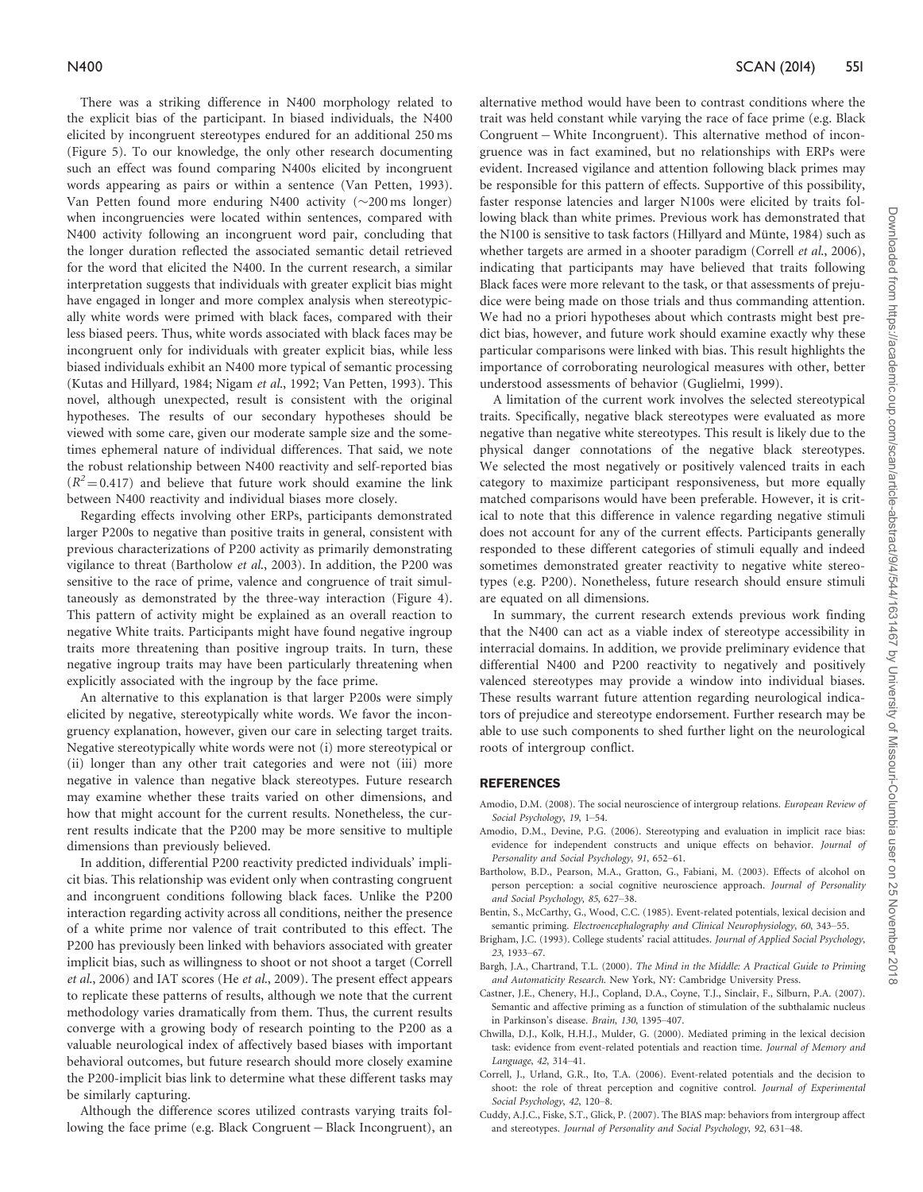There was a striking difference in N400 morphology related to the explicit bias of the participant. In biased individuals, the N400 elicited by incongruent stereotypes endured for an additional 250 ms (Figure 5). To our knowledge, the only other research documenting such an effect was found comparing N400s elicited by incongruent words appearing as pairs or within a sentence (Van Petten, 1993). Van Petten found more enduring N400 activity (~200 ms longer) when incongruencies were located within sentences, compared with N400 activity following an incongruent word pair, concluding that the longer duration reflected the associated semantic detail retrieved for the word that elicited the N400. In the current research, a similar interpretation suggests that individuals with greater explicit bias might have engaged in longer and more complex analysis when stereotypically white words were primed with black faces, compared with their less biased peers. Thus, white words associated with black faces may be incongruent only for individuals with greater explicit bias, while less biased individuals exhibit an N400 more typical of semantic processing (Kutas and Hillyard, 1984; Nigam *et al.*, 1992; Van Petten, 1993). This novel, although unexpected, result is consistent with the original hypotheses. The results of our secondary hypotheses should be viewed with some care, given our moderate sample size and the sometimes ephemeral nature of individual differences. That said, we note the robust relationship between N400 reactivity and self-reported bias ($R^2 = 0.417$) and believe that future work should examine the link between N400 reactivity and individual biases more closely.

Regarding effects involving other ERPs, participants demonstrated larger P200s to negative than positive traits in general, consistent with previous characterizations of P200 activity as primarily demonstrating vigilance to threat (Bartholow *et al.*, 2003). In addition, the P200 was sensitive to the race of prime, valence and congruence of trait simultaneously as demonstrated by the three-way interaction (Figure 4). This pattern of activity might be explained as an overall reaction to negative White traits. Participants might have found negative ingroup traits more threatening than positive ingroup traits. In turn, these negative ingroup traits may have been particularly threatening when explicitly associated with the ingroup by the face prime.

An alternative to this explanation is that larger P200s were simply elicited by negative, stereotypically white words. We favor the incongruency explanation, however, given our care in selecting target traits. Negative stereotypically white words were not (i) more stereotypical or (ii) longer than any other trait categories and were not (iii) more negative in valence than negative black stereotypes. Future research may examine whether these traits varied on other dimensions, and how that might account for the current results. Nonetheless, the current results indicate that the P200 may be more sensitive to multiple dimensions than previously believed.

In addition, differential P200 reactivity predicted individuals' implicit bias. This relationship was evident only when contrasting congruent and incongruent conditions following black faces. Unlike the P200 interaction regarding activity across all conditions, neither the presence of a white prime nor valence of trait contributed to this effect. The P200 has previously been linked with behaviors associated with greater implicit bias, such as willingness to shoot or not shoot a target (Correll *et al.*, 2006) and IAT scores (He *et al.*, 2009). The present effect appears to replicate these patterns of results, although we note that the current methodology varies dramatically from them. Thus, the current results converge with a growing body of research pointing to the P200 as a valuable neurological index of affectively based biases with important behavioral outcomes, but future research should more closely examine the P200-implicit bias link to determine what these different tasks may be similarly capturing.

Although the difference scores utilized contrasts varying traits following the face prime (e.g. Black Congruent − Black Incongruent), an alternative method would have been to contrast conditions where the trait was held constant while varying the race of face prime (e.g. Black Congruent − White Incongruent). This alternative method of incongruence was in fact examined, but no relationships with ERPs were evident. Increased vigilance and attention following black primes may be responsible for this pattern of effects. Supportive of this possibility, faster response latencies and larger N100s were elicited by traits following black than white primes. Previous work has demonstrated that the N100 is sensitive to task factors (Hillyard and Münte, 1984) such as whether targets are armed in a shooter paradigm (Correll *et al.*, 2006), indicating that participants may have believed that traits following Black faces were more relevant to the task, or that assessments of prejudice were being made on those trials and thus commanding attention. We had no a priori hypotheses about which contrasts might best predict bias, however, and future work should examine exactly why these particular comparisons were linked with bias. This result highlights the importance of corroborating neurological measures with other, better understood assessments of behavior (Guglielmi, 1999).

A limitation of the current work involves the selected stereotypical traits. Specifically, negative black stereotypes were evaluated as more negative than negative white stereotypes. This result is likely due to the physical danger connotations of the negative black stereotypes. We selected the most negatively or positively valenced traits in each category to maximize participant responsiveness, but more equally matched comparisons would have been preferable. However, it is critical to note that this difference in valence regarding negative stimuli does not account for any of the current effects. Participants generally responded to these different categories of stimuli equally and indeed sometimes demonstrated greater reactivity to negative white stereotypes (e.g. P200). Nonetheless, future research should ensure stimuli are equated on all dimensions.

In summary, the current research extends previous work finding that the N400 can act as a viable index of stereotype accessibility in interracial domains. In addition, we provide preliminary evidence that differential N400 and P200 reactivity to negatively and positively valenced stereotypes may provide a window into individual biases. These results warrant future attention regarding neurological indicators of prejudice and stereotype endorsement. Further research may be able to use such components to shed further light on the neurological roots of intergroup conflict.

## REFERENCES

Amodio, D.M. (2008). The social neuroscience of intergroup relations. *European Review of Social Psychology*, *19*, 1–54.

Amodio, D.M., Devine, P.G. (2006). Stereotyping and evaluation in implicit race bias: evidence for independent constructs and unique effects on behavior. *Journal of Personality and Social Psychology*, *91*, 652–61.

Bartholow, B.D., Pearson, M.A., Gratton, G., Fabiani, M. (2003). Effects of alcohol on person perception: a social cognitive neuroscience approach. *Journal of Personality and Social Psychology*, *85*, 627–38.

Bentin, S., McCarthy, G., Wood, C.C. (1985). Event-related potentials, lexical decision and semantic priming. *Electroencephalography and Clinical Neurophysiology*, *60*, 343–55.

Brigham, J.C. (1993). College students' racial attitudes. *Journal of Applied Social Psychology*, *23*, 1933–67.

Bargh, J.A., Chartrand, T.L. (2000). *The Mind in the Middle: A Practical Guide to Priming and Automaticity Research*. New York, NY: Cambridge University Press.

Castner, J.E., Chenery, H.J., Copland, D.A., Coyne, T.J., Sinclair, F., Silburn, P.A. (2007). Semantic and affective priming as a function of stimulation of the subthalamic nucleus in Parkinson's disease. *Brain*, *130*, 1395–407.

Chwilla, D.J., Kolk, H.H.J., Mulder, G. (2000). Mediated priming in the lexical decision task: evidence from event-related potentials and reaction time. *Journal of Memory and Language*, *42*, 314–41.

Correll, J., Urland, G.R., Ito, T.A. (2006). Event-related potentials and the decision to shoot: the role of threat perception and cognitive control. *Journal of Experimental Social Psychology*, *42*, 120–8.

Cuddy, A.J.C., Fiske, S.T., Glick, P. (2007). The BIAS map: behaviors from intergroup affect and stereotypes. *Journal of Personality and Social Psychology*, *92*, 631–48.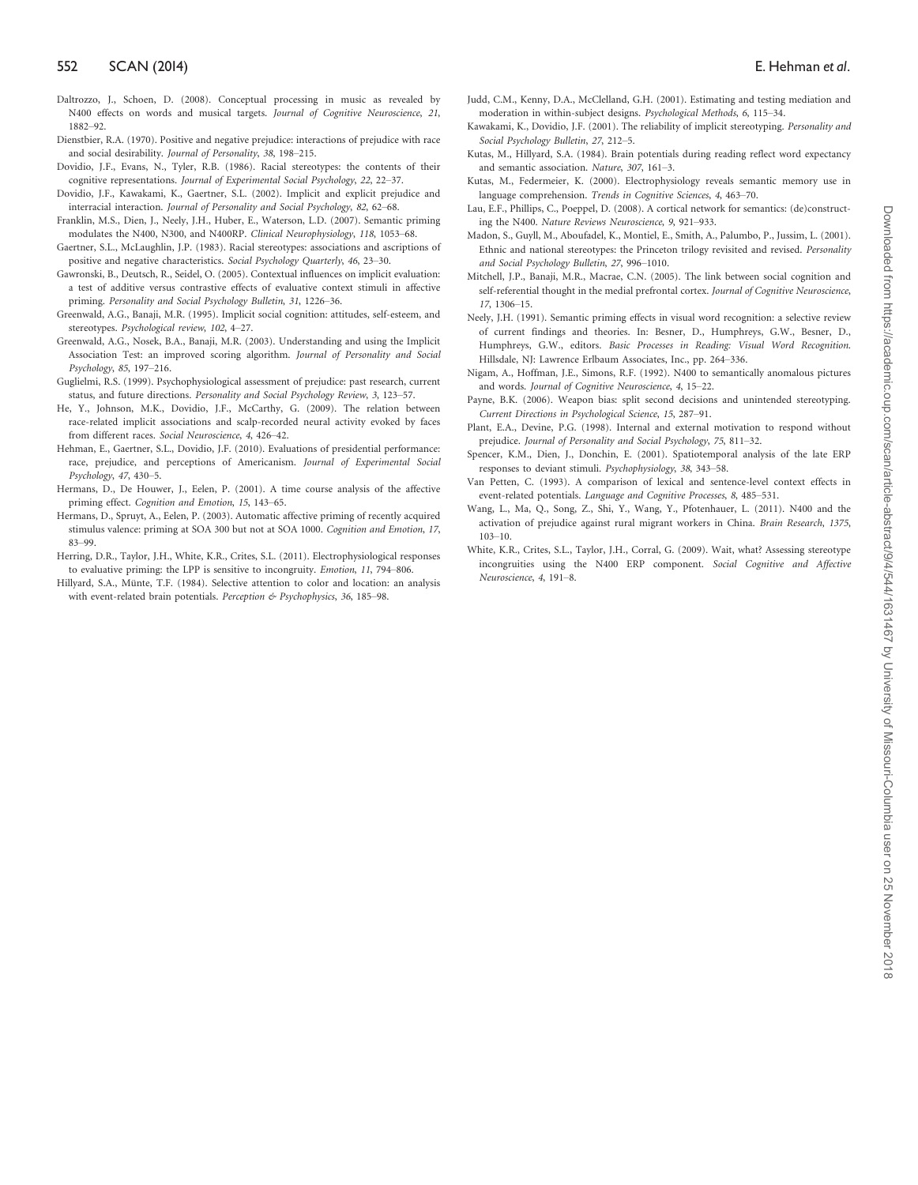Daltrozzo, J., Schoen, D. (2008). Conceptual processing in music as revealed by N400 effects on words and musical targets. *Journal of Cognitive Neuroscience*, *21*, 1882–92.

Dienstbier, R.A. (1970). Positive and negative prejudice: interactions of prejudice with race and social desirability. *Journal of Personality*, *38*, 198–215.

Dovidio, J.F., Evans, N., Tyler, R.B. (1986). Racial stereotypes: the contents of their cognitive representations. *Journal of Experimental Social Psychology*, *22*, 22–37.

Dovidio, J.F., Kawakami, K., Gaertner, S.L. (2002). Implicit and explicit prejudice and interracial interaction. *Journal of Personality and Social Psychology*, *82*, 62–68.

Franklin, M.S., Dien, J., Neely, J.H., Huber, E., Waterson, L.D. (2007). Semantic priming modulates the N400, N300, and N400RP. *Clinical Neurophysiology*, *118*, 1053–68.

Gaertner, S.L., McLaughlin, J.P. (1983). Racial stereotypes: associations and ascriptions of positive and negative characteristics. *Social Psychology Quarterly*, *46*, 23–30.

Gawronski, B., Deutsch, R., Seidel, O. (2005). Contextual influences on implicit evaluation: a test of additive versus contrastive effects of evaluative context stimuli in affective priming. *Personality and Social Psychology Bulletin*, *31*, 1226–36.

Greenwald, A.G., Banaji, M.R. (1995). Implicit social cognition: attitudes, self-esteem, and stereotypes. *Psychological review*, *102*, 4–27.

Greenwald, A.G., Nosek, B.A., Banaji, M.R. (2003). Understanding and using the Implicit Association Test: an improved scoring algorithm. *Journal of Personality and Social Psychology*, *85*, 197–216.

Guglielmi, R.S. (1999). Psychophysiological assessment of prejudice: past research, current status, and future directions. *Personality and Social Psychology Review*, *3*, 123–57.

He, Y., Johnson, M.K., Dovidio, J.F., McCarthy, G. (2009). The relation between race-related implicit associations and scalp-recorded neural activity evoked by faces from different races. *Social Neuroscience*, *4*, 426–42.

Hehman, E., Gaertner, S.L., Dovidio, J.F. (2010). Evaluations of presidential performance: race, prejudice, and perceptions of Americanism. *Journal of Experimental Social Psychology*, *47*, 430–5.

Hermans, D., De Houwer, J., Eelen, P. (2001). A time course analysis of the affective priming effect. *Cognition and Emotion*, *15*, 143–65.

Hermans, D., Spruyt, A., Eelen, P. (2003). Automatic affective priming of recently acquired stimulus valence: priming at SOA 300 but not at SOA 1000. *Cognition and Emotion*, *17*, 83–99.

Herring, D.R., Taylor, J.H., White, K.R., Crites, S.L. (2011). Electrophysiological responses to evaluative priming: the LPP is sensitive to incongruity. *Emotion*, *11*, 794–806.

Hillyard, S.A., Münte, T.F. (1984). Selective attention to color and location: an analysis with event-related brain potentials. *Perception & Psychophysics*, *36*, 185–98.

Judd, C.M., Kenny, D.A., McClelland, G.H. (2001). Estimating and testing mediation and moderation in within-subject designs. *Psychological Methods*, *6*, 115–34.

Kawakami, K., Dovidio, J.F. (2001). The reliability of implicit stereotyping. *Personality and Social Psychology Bulletin*, *27*, 212–5.

Kutas, M., Hillyard, S.A. (1984). Brain potentials during reading reflect word expectancy and semantic association. *Nature*, *307*, 161–3.

Kutas, M., Federmeier, K. (2000). Electrophysiology reveals semantic memory use in language comprehension. *Trends in Cognitive Sciences*, *4*, 463–70.

Lau, E.F., Phillips, C., Poeppel, D. (2008). A cortical network for semantics: (de)constructing the N400. *Nature Reviews Neuroscience*, *9*, 921–933.

Madon, S., Guyll, M., Aboufadel, K., Montiel, E., Smith, A., Palumbo, P., Jussim, L. (2001). Ethnic and national stereotypes: the Princeton trilogy revisited and revised. *Personality and Social Psychology Bulletin*, *27*, 996–1010.

Mitchell, J.P., Banaji, M.R., Macrae, C.N. (2005). The link between social cognition and self-referential thought in the medial prefrontal cortex. *Journal of Cognitive Neuroscience*, *17*, 1306–15.

Neely, J.H. (1991). Semantic priming effects in visual word recognition: a selective review of current findings and theories. In: Besner, D., Humphreys, G.W., Besner, D., Humphreys, G.W., editors. *Basic Processes in Reading: Visual Word Recognition*. Hillsdale, NJ: Lawrence Erlbaum Associates, Inc., pp. 264–336.

Nigam, A., Hoffman, J.E., Simons, R.F. (1992). N400 to semantically anomalous pictures and words. *Journal of Cognitive Neuroscience*, *4*, 15–22.

Payne, B.K. (2006). Weapon bias: split second decisions and unintended stereotyping. *Current Directions in Psychological Science*, *15*, 287–91.

Plant, E.A., Devine, P.G. (1998). Internal and external motivation to respond without prejudice. *Journal of Personality and Social Psychology*, *75*, 811–32.

Spencer, K.M., Dien, J., Donchin, E. (2001). Spatiotemporal analysis of the late ERP responses to deviant stimuli. *Psychophysiology*, *38*, 343–58.

Van Petten, C. (1993). A comparison of lexical and sentence-level context effects in event-related potentials. *Language and Cognitive Processes*, *8*, 485–531.

Wang, L., Ma, Q., Song, Z., Shi, Y., Wang, Y., Pfotenhauer, L. (2011). N400 and the activation of prejudice against rural migrant workers in China. *Brain Research*, *1375*, 103–10.

White, K.R., Crites, S.L., Taylor, J.H., Corral, G. (2009). Wait, what? Assessing stereotype incongruities using the N400 ERP component. *Social Cognitive and Affective Neuroscience*, *4*, 191–8.